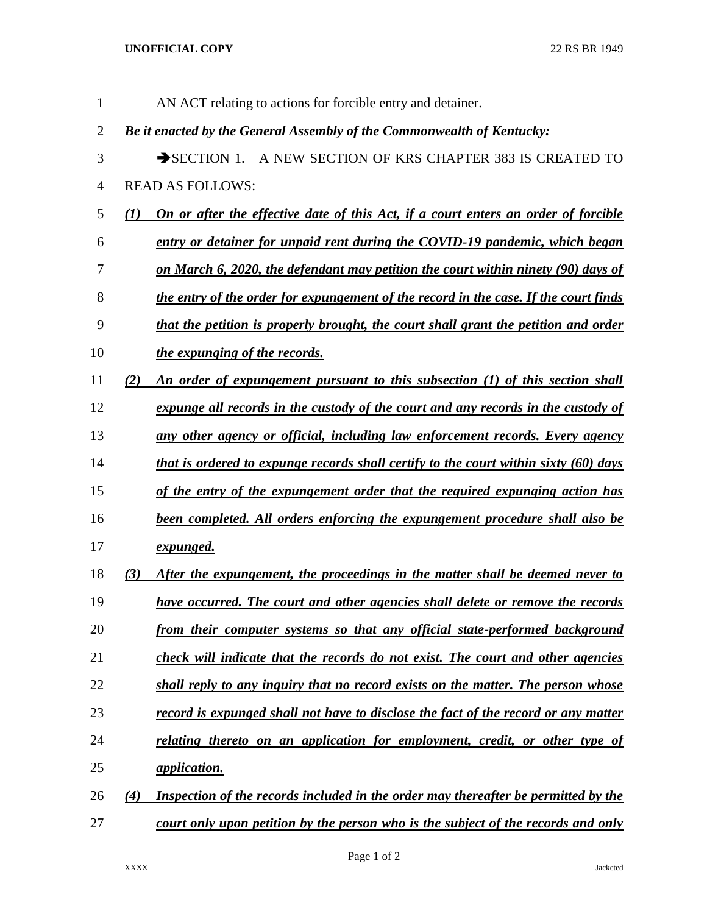AN ACT relating to actions for forcible entry and detainer.

***Be it enacted by the General Assembly of the Commonwealth of Kentucky:***

➔SECTION 1. A NEW SECTION OF KRS CHAPTER 383 IS CREATED TO READ AS FOLLOWS:

***(1) On or after the effective date of this Act, if a court enters an order of forcible entry or detainer for unpaid rent during the COVID-19 pandemic, which began on March 6, 2020, the defendant may petition the court within ninety (90) days of the entry of the order for expungement of the record in the case. If the court finds that the petition is properly brought, the court shall grant the petition and order the expunging of the records.***

***(2) An order of expungement pursuant to this subsection (1) of this section shall expunge all records in the custody of the court and any records in the custody of any other agency or official, including law enforcement records. Every agency that is ordered to expunge records shall certify to the court within sixty (60) days of the entry of the expungement order that the required expunging action has been completed. All orders enforcing the expungement procedure shall also be expunged.***

***(3) After the expungement, the proceedings in the matter shall be deemed never to have occurred. The court and other agencies shall delete or remove the records from their computer systems so that any official state-performed background check will indicate that the records do not exist. The court and other agencies shall reply to any inquiry that no record exists on the matter. The person whose record is expunged shall not have to disclose the fact of the record or any matter relating thereto on an application for employment, credit, or other type of application.***

***(4) Inspection of the records included in the order may thereafter be permitted by the court only upon petition by the person who is the subject of the records and only***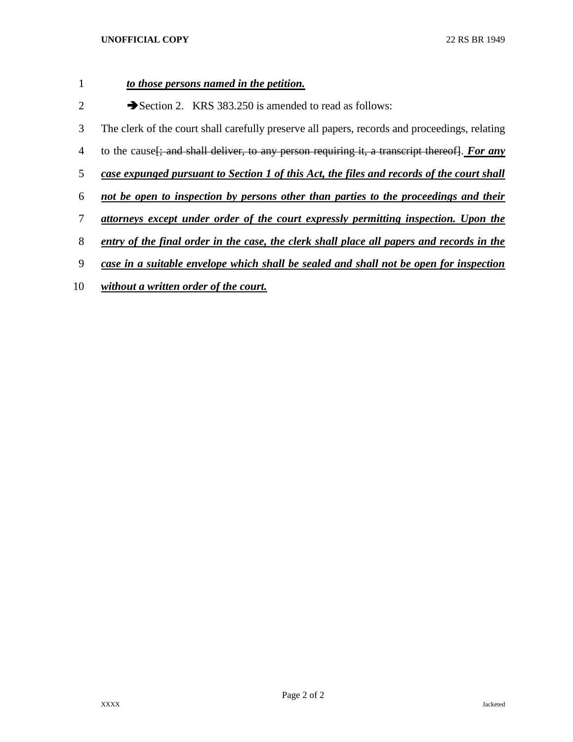***to those persons named in the petition.***

➔Section 2. KRS 383.250 is amended to read as follows:

The clerk of the court shall carefully preserve all papers, records and proceedings, relating to the cause[~~; and shall deliver, to any person requiring it, a transcript thereof~~]. ***For any case expunged pursuant to Section 1 of this Act, the files and records of the court shall not be open to inspection by persons other than parties to the proceedings and their attorneys except under order of the court expressly permitting inspection. Upon the entry of the final order in the case, the clerk shall place all papers and records in the case in a suitable envelope which shall be sealed and shall not be open for inspection without a written order of the court.***